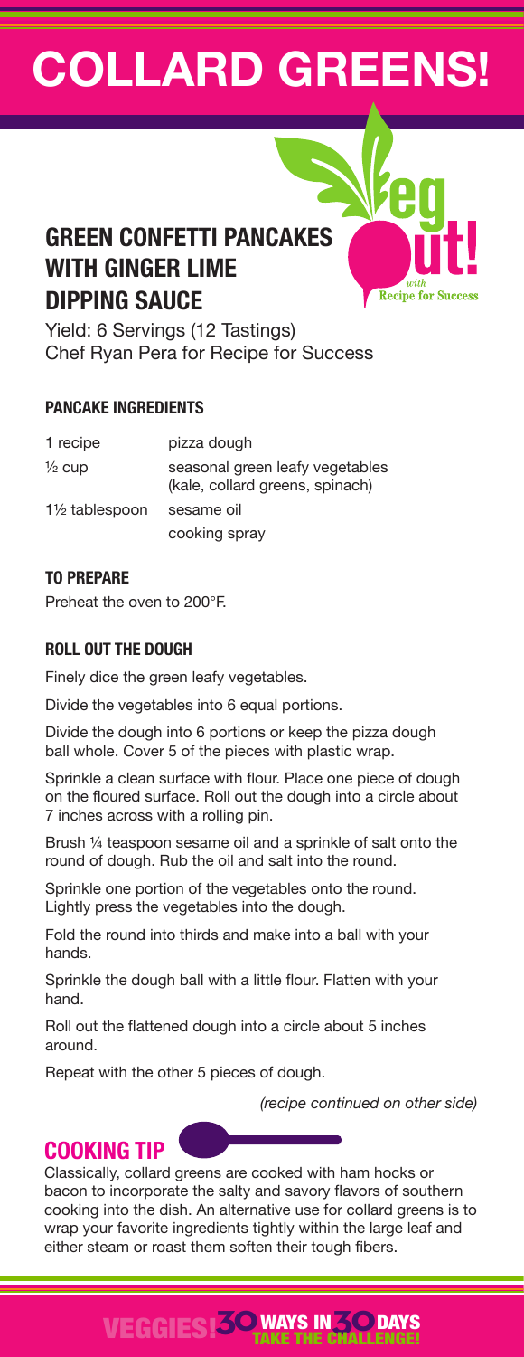# COLLARD GREENS!

Veg out! with Recipe for Success

## GREEN CONFETTI PANCAKES WITH GINGER LIME DIPPING SAUCE

Yield: 6 Servings (12 Tastings)
Chef Ryan Pera for Recipe for Success

### PANCAKE INGREDIENTS

| | |
|---|---|
| 1 recipe | pizza dough |
| ½ cup | seasonal green leafy vegetables (kale, collard greens, spinach) |
| 1½ tablespoon | sesame oil |
| | cooking spray |

### TO PREPARE

Preheat the oven to 200°F.

### ROLL OUT THE DOUGH

Finely dice the green leafy vegetables.

Divide the vegetables into 6 equal portions.

Divide the dough into 6 portions or keep the pizza dough ball whole. Cover 5 of the pieces with plastic wrap.

Sprinkle a clean surface with flour. Place one piece of dough on the floured surface. Roll out the dough into a circle about 7 inches across with a rolling pin.

Brush ¼ teaspoon sesame oil and a sprinkle of salt onto the round of dough. Rub the oil and salt into the round.

Sprinkle one portion of the vegetables onto the round. Lightly press the vegetables into the dough.

Fold the round into thirds and make into a ball with your hands.

Sprinkle the dough ball with a little flour. Flatten with your hand.

Roll out the flattened dough into a circle about 5 inches around.

Repeat with the other 5 pieces of dough.

*(recipe continued on other side)*

### COOKING TIP

Classically, collard greens are cooked with ham hocks or bacon to incorporate the salty and savory flavors of southern cooking into the dish. An alternative use for collard greens is to wrap your favorite ingredients tightly within the large leaf and either steam or roast them soften their tough fibers.

VEGGIES! 30 WAYS IN 30 DAYS TAKE THE CHALLENGE!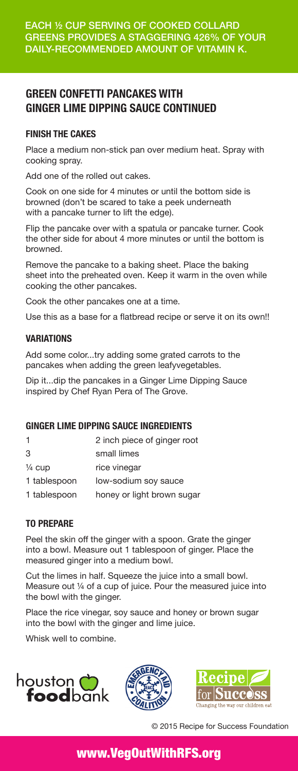**EACH ½ CUP SERVING OF COOKED COLLARD GREENS PROVIDES A STAGGERING 426% OF YOUR DAILY-RECOMMENDED AMOUNT OF VITAMIN K.**

## GREEN CONFETTI PANCAKES WITH GINGER LIME DIPPING SAUCE CONTINUED

### FINISH THE CAKES

Place a medium non-stick pan over medium heat. Spray with cooking spray.

Add one of the rolled out cakes.

Cook on one side for 4 minutes or until the bottom side is browned (don't be scared to take a peek underneath with a pancake turner to lift the edge).

Flip the pancake over with a spatula or pancake turner. Cook the other side for about 4 more minutes or until the bottom is browned.

Remove the pancake to a baking sheet. Place the baking sheet into the preheated oven. Keep it warm in the oven while cooking the other pancakes.

Cook the other pancakes one at a time.

Use this as a base for a flatbread recipe or serve it on its own!!

### VARIATIONS

Add some color...try adding some grated carrots to the pancakes when adding the green leafyvegetables.

Dip it...dip the pancakes in a Ginger Lime Dipping Sauce inspired by Chef Ryan Pera of The Grove.

### GINGER LIME DIPPING SAUCE INGREDIENTS

| | |
|---|---|
| 1 | 2 inch piece of ginger root |
| 3 | small limes |
| ¼ cup | rice vinegar |
| 1 tablespoon | low-sodium soy sauce |
| 1 tablespoon | honey or light brown sugar |

### TO PREPARE

Peel the skin off the ginger with a spoon. Grate the ginger into a bowl. Measure out 1 tablespoon of ginger. Place the measured ginger into a medium bowl.

Cut the limes in half. Squeeze the juice into a small bowl. Measure out ¼ of a cup of juice. Pour the measured juice into the bowl with the ginger.

Place the rice vinegar, soy sauce and honey or brown sugar into the bowl with the ginger and lime juice.

Whisk well to combine.

houston foodbank

Emergency Aid Coalition

Recipe for Success — Changing the way our children eat

© 2015 Recipe for Success Foundation

**www.VegOutWithRFS.org**